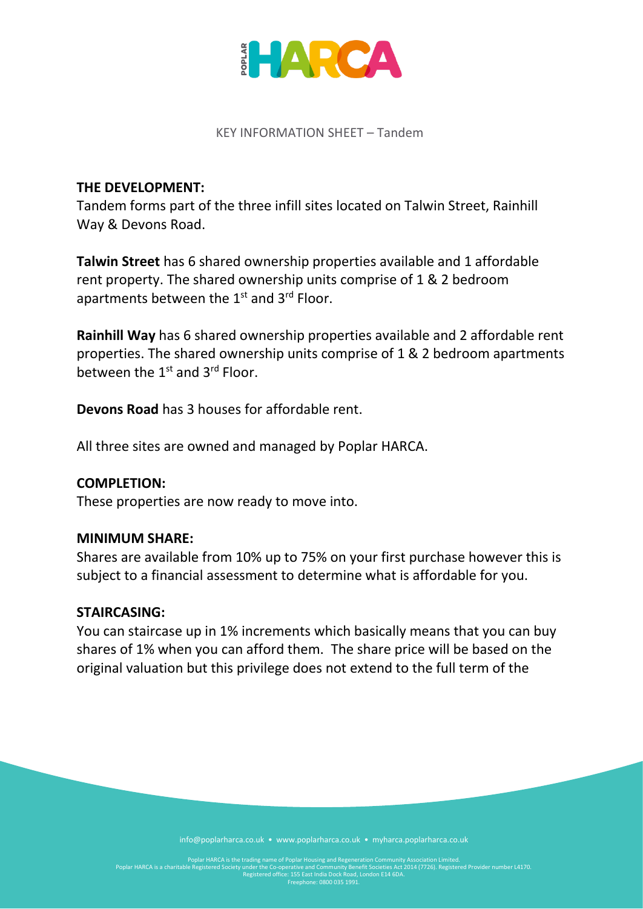KEY INFORMATION SHEET – Tandem

**THE DEVELOPMENT:**
Tandem forms part of the three infill sites located on Talwin Street, Rainhill Way & Devons Road.

**Talwin Street** has 6 shared ownership properties available and 1 affordable rent property. The shared ownership units comprise of 1 & 2 bedroom apartments between the 1st and 3rd Floor.

**Rainhill Way** has 6 shared ownership properties available and 2 affordable rent properties. The shared ownership units comprise of 1 & 2 bedroom apartments between the 1st and 3rd Floor.

**Devons Road** has 3 houses for affordable rent.

All three sites are owned and managed by Poplar HARCA.

**COMPLETION:**
These properties are now ready to move into.

**MINIMUM SHARE:**
Shares are available from 10% up to 75% on your first purchase however this is subject to a financial assessment to determine what is affordable for you.

**STAIRCASING:**
You can staircase up in 1% increments which basically means that you can buy shares of 1% when you can afford them. The share price will be based on the original valuation but this privilege does not extend to the full term of the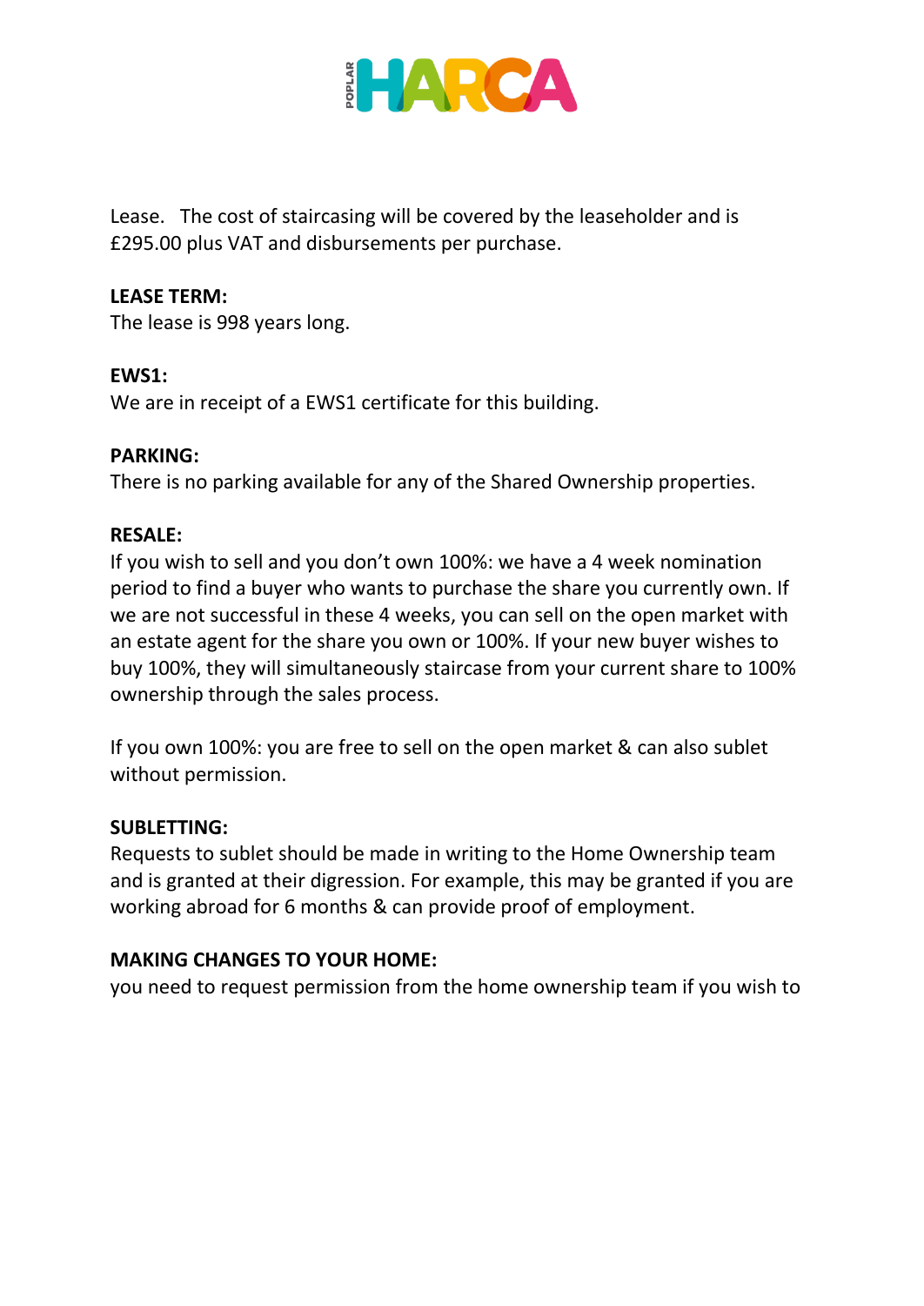Lease. The cost of staircasing will be covered by the leaseholder and is £295.00 plus VAT and disbursements per purchase.

**LEASE TERM:**
The lease is 998 years long.

**EWS1:**
We are in receipt of a EWS1 certificate for this building.

**PARKING:**
There is no parking available for any of the Shared Ownership properties.

**RESALE:**
If you wish to sell and you don't own 100%: we have a 4 week nomination period to find a buyer who wants to purchase the share you currently own. If we are not successful in these 4 weeks, you can sell on the open market with an estate agent for the share you own or 100%. If your new buyer wishes to buy 100%, they will simultaneously staircase from your current share to 100% ownership through the sales process.

If you own 100%: you are free to sell on the open market & can also sublet without permission.

**SUBLETTING:**
Requests to sublet should be made in writing to the Home Ownership team and is granted at their digression. For example, this may be granted if you are working abroad for 6 months & can provide proof of employment.

**MAKING CHANGES TO YOUR HOME:**
you need to request permission from the home ownership team if you wish to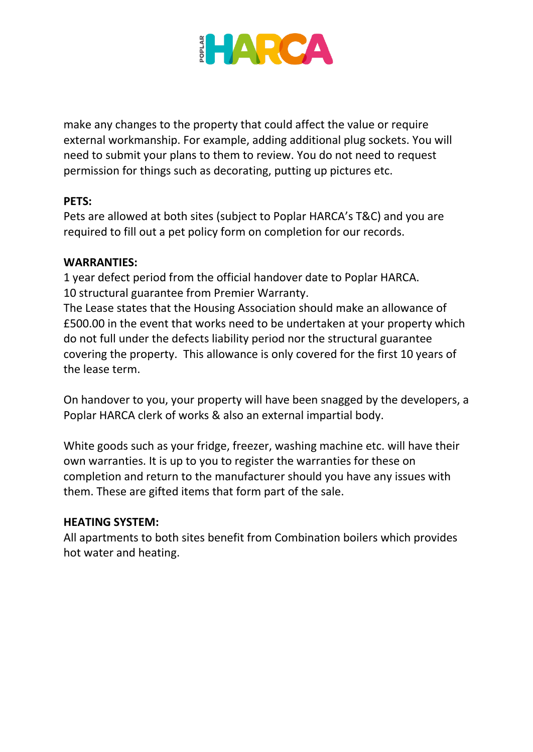make any changes to the property that could affect the value or require external workmanship. For example, adding additional plug sockets. You will need to submit your plans to them to review. You do not need to request permission for things such as decorating, putting up pictures etc.

**PETS:**
Pets are allowed at both sites (subject to Poplar HARCA's T&C) and you are required to fill out a pet policy form on completion for our records.

**WARRANTIES:**
1 year defect period from the official handover date to Poplar HARCA.
10 structural guarantee from Premier Warranty.
The Lease states that the Housing Association should make an allowance of £500.00 in the event that works need to be undertaken at your property which do not full under the defects liability period nor the structural guarantee covering the property. This allowance is only covered for the first 10 years of the lease term.

On handover to you, your property will have been snagged by the developers, a Poplar HARCA clerk of works & also an external impartial body.

White goods such as your fridge, freezer, washing machine etc. will have their own warranties. It is up to you to register the warranties for these on completion and return to the manufacturer should you have any issues with them. These are gifted items that form part of the sale.

**HEATING SYSTEM:**
All apartments to both sites benefit from Combination boilers which provides hot water and heating.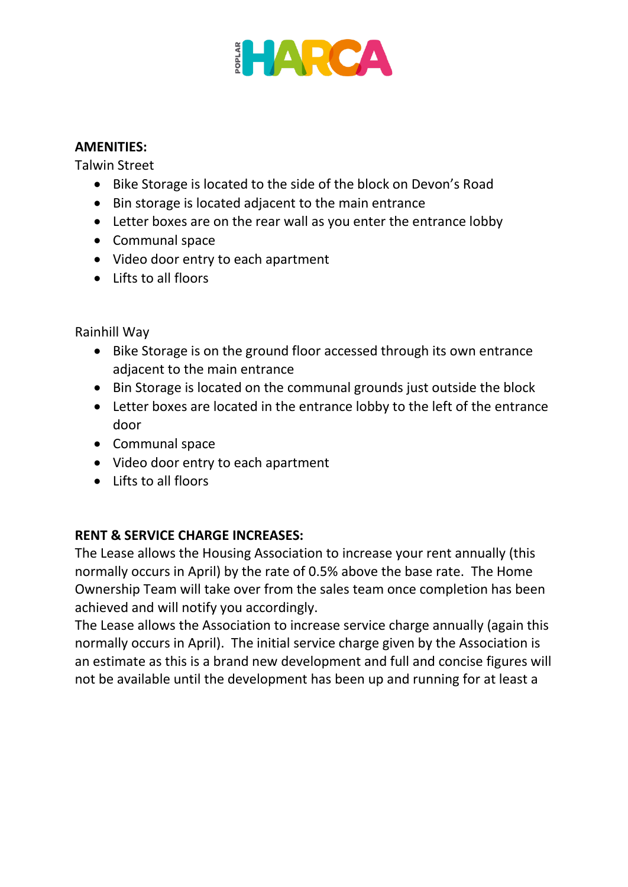**AMENITIES:**

Talwin Street

- Bike Storage is located to the side of the block on Devon's Road
- Bin storage is located adjacent to the main entrance
- Letter boxes are on the rear wall as you enter the entrance lobby
- Communal space
- Video door entry to each apartment
- Lifts to all floors

Rainhill Way

- Bike Storage is on the ground floor accessed through its own entrance adjacent to the main entrance
- Bin Storage is located on the communal grounds just outside the block
- Letter boxes are located in the entrance lobby to the left of the entrance door
- Communal space
- Video door entry to each apartment
- Lifts to all floors

**RENT & SERVICE CHARGE INCREASES:**

The Lease allows the Housing Association to increase your rent annually (this normally occurs in April) by the rate of 0.5% above the base rate. The Home Ownership Team will take over from the sales team once completion has been achieved and will notify you accordingly.

The Lease allows the Association to increase service charge annually (again this normally occurs in April). The initial service charge given by the Association is an estimate as this is a brand new development and full and concise figures will not be available until the development has been up and running for at least a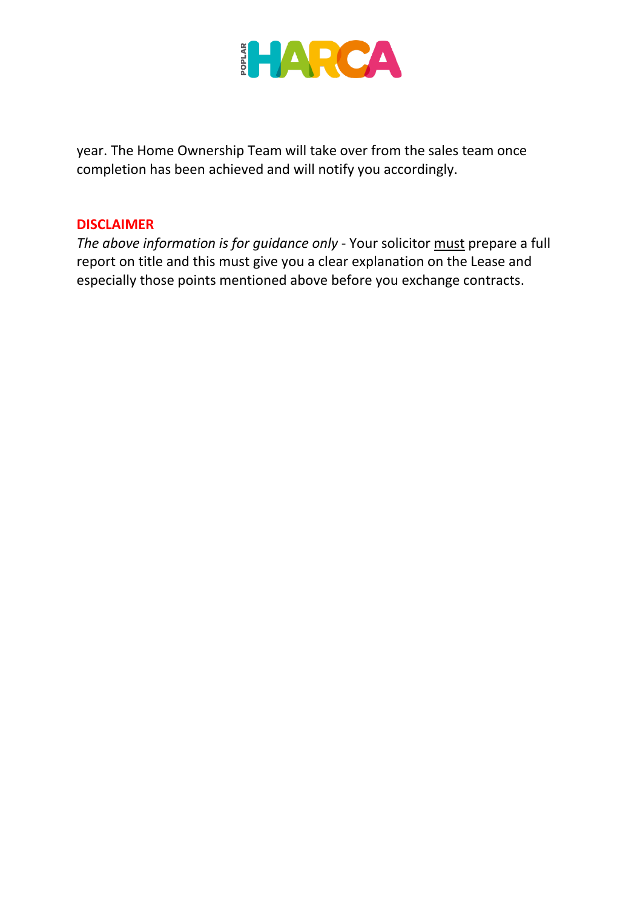year. The Home Ownership Team will take over from the sales team once completion has been achieved and will notify you accordingly.

**DISCLAIMER**

*The above information is for guidance only* - Your solicitor <u>must</u> prepare a full report on title and this must give you a clear explanation on the Lease and especially those points mentioned above before you exchange contracts.